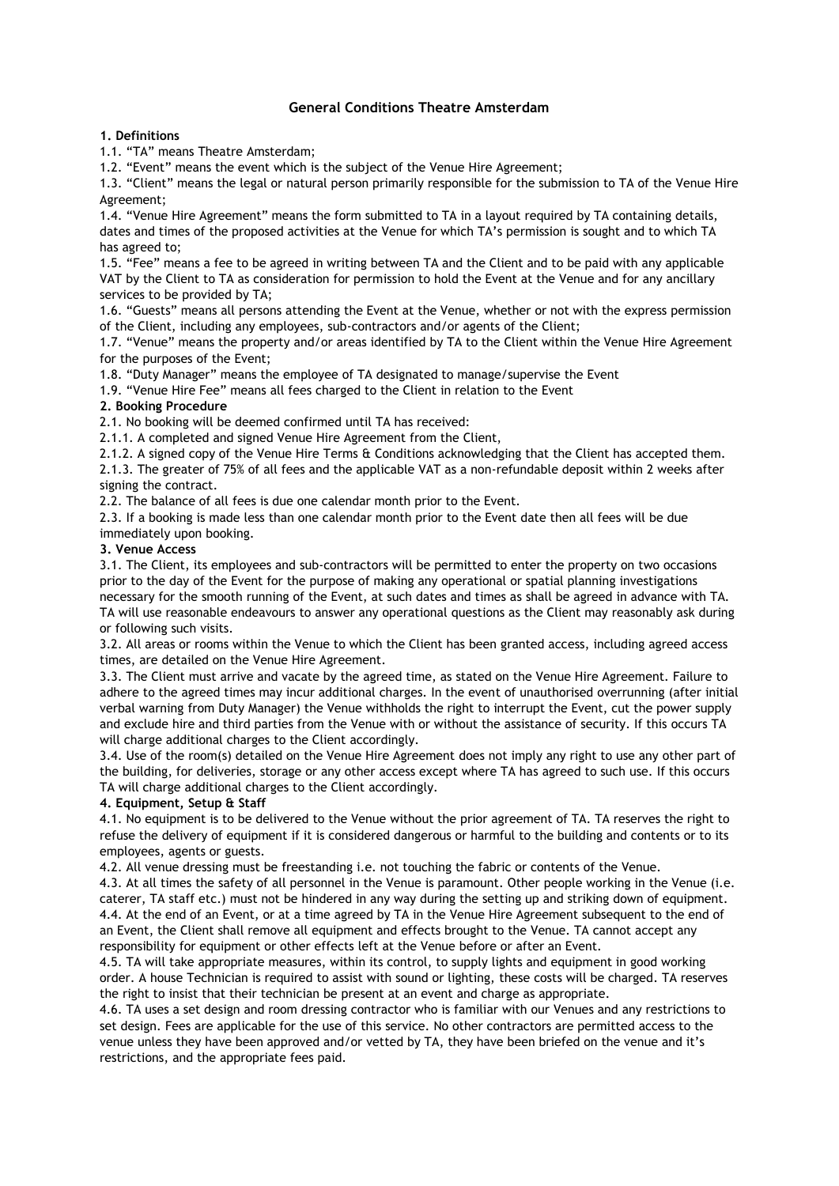# General Conditions Theatre Amsterdam

**1. Definitions**

1.1. "TA" means Theatre Amsterdam;

1.2. "Event" means the event which is the subject of the Venue Hire Agreement;

1.3. "Client" means the legal or natural person primarily responsible for the submission to TA of the Venue Hire Agreement;

1.4. "Venue Hire Agreement" means the form submitted to TA in a layout required by TA containing details, dates and times of the proposed activities at the Venue for which TA's permission is sought and to which TA has agreed to;

1.5. "Fee" means a fee to be agreed in writing between TA and the Client and to be paid with any applicable VAT by the Client to TA as consideration for permission to hold the Event at the Venue and for any ancillary services to be provided by TA;

1.6. "Guests" means all persons attending the Event at the Venue, whether or not with the express permission of the Client, including any employees, sub-contractors and/or agents of the Client;

1.7. "Venue" means the property and/or areas identified by TA to the Client within the Venue Hire Agreement for the purposes of the Event;

1.8. "Duty Manager" means the employee of TA designated to manage/supervise the Event

1.9. "Venue Hire Fee" means all fees charged to the Client in relation to the Event

**2. Booking Procedure**

2.1. No booking will be deemed confirmed until TA has received:

2.1.1. A completed and signed Venue Hire Agreement from the Client,

2.1.2. A signed copy of the Venue Hire Terms & Conditions acknowledging that the Client has accepted them.

2.1.3. The greater of 75% of all fees and the applicable VAT as a non-refundable deposit within 2 weeks after signing the contract.

2.2. The balance of all fees is due one calendar month prior to the Event.

2.3. If a booking is made less than one calendar month prior to the Event date then all fees will be due immediately upon booking.

**3. Venue Access**

3.1. The Client, its employees and sub-contractors will be permitted to enter the property on two occasions prior to the day of the Event for the purpose of making any operational or spatial planning investigations necessary for the smooth running of the Event, at such dates and times as shall be agreed in advance with TA. TA will use reasonable endeavours to answer any operational questions as the Client may reasonably ask during or following such visits.

3.2. All areas or rooms within the Venue to which the Client has been granted access, including agreed access times, are detailed on the Venue Hire Agreement.

3.3. The Client must arrive and vacate by the agreed time, as stated on the Venue Hire Agreement. Failure to adhere to the agreed times may incur additional charges. In the event of unauthorised overrunning (after initial verbal warning from Duty Manager) the Venue withholds the right to interrupt the Event, cut the power supply and exclude hire and third parties from the Venue with or without the assistance of security. If this occurs TA will charge additional charges to the Client accordingly.

3.4. Use of the room(s) detailed on the Venue Hire Agreement does not imply any right to use any other part of the building, for deliveries, storage or any other access except where TA has agreed to such use. If this occurs TA will charge additional charges to the Client accordingly.

**4. Equipment, Setup & Staff**

4.1. No equipment is to be delivered to the Venue without the prior agreement of TA. TA reserves the right to refuse the delivery of equipment if it is considered dangerous or harmful to the building and contents or to its employees, agents or guests.

4.2. All venue dressing must be freestanding i.e. not touching the fabric or contents of the Venue.

4.3. At all times the safety of all personnel in the Venue is paramount. Other people working in the Venue (i.e. caterer, TA staff etc.) must not be hindered in any way during the setting up and striking down of equipment.

4.4. At the end of an Event, or at a time agreed by TA in the Venue Hire Agreement subsequent to the end of an Event, the Client shall remove all equipment and effects brought to the Venue. TA cannot accept any responsibility for equipment or other effects left at the Venue before or after an Event.

4.5. TA will take appropriate measures, within its control, to supply lights and equipment in good working order. A house Technician is required to assist with sound or lighting, these costs will be charged. TA reserves the right to insist that their technician be present at an event and charge as appropriate.

4.6. TA uses a set design and room dressing contractor who is familiar with our Venues and any restrictions to set design. Fees are applicable for the use of this service. No other contractors are permitted access to the venue unless they have been approved and/or vetted by TA, they have been briefed on the venue and it's restrictions, and the appropriate fees paid.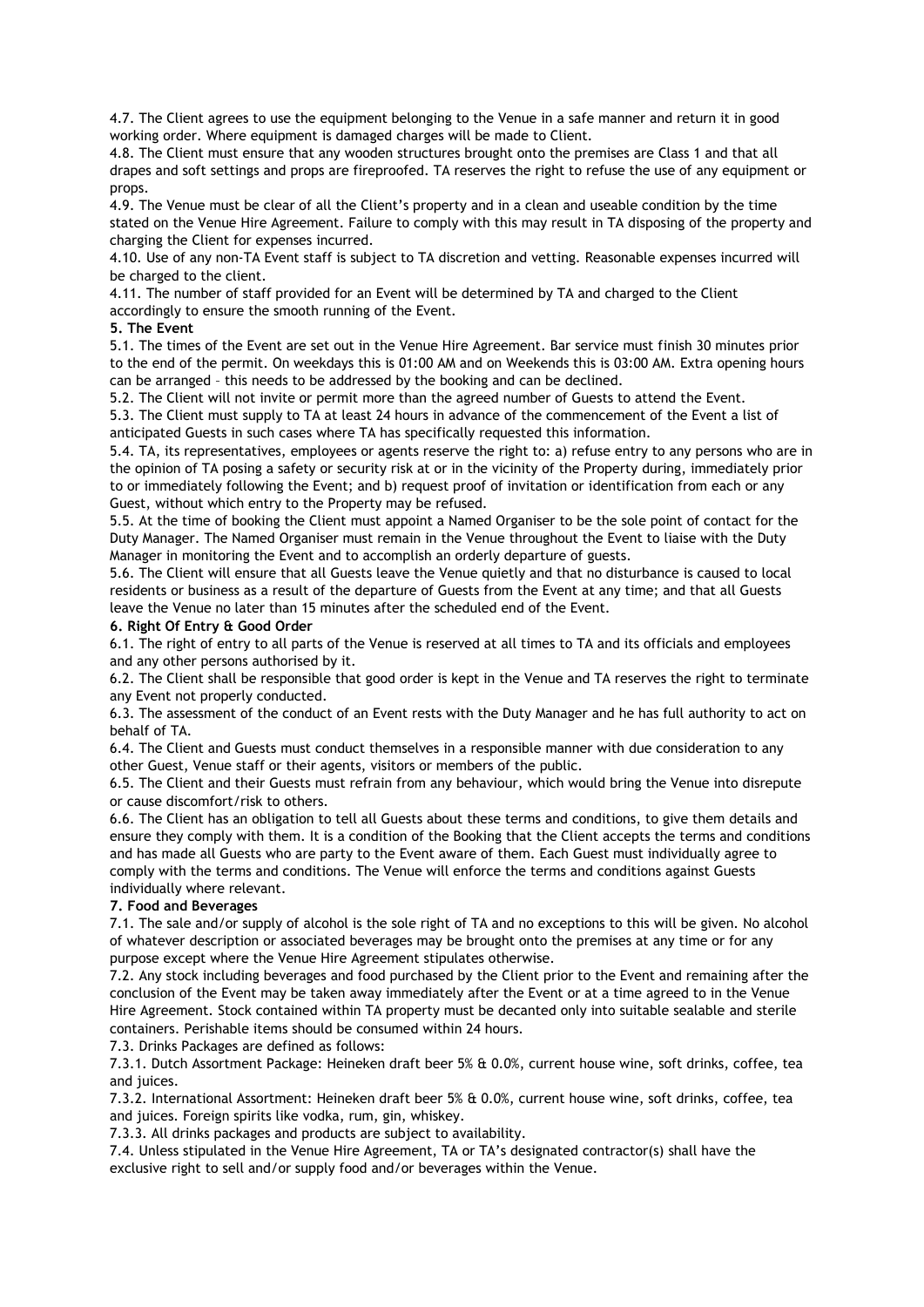4.7. The Client agrees to use the equipment belonging to the Venue in a safe manner and return it in good working order. Where equipment is damaged charges will be made to Client.

4.8. The Client must ensure that any wooden structures brought onto the premises are Class 1 and that all drapes and soft settings and props are fireproofed. TA reserves the right to refuse the use of any equipment or props.

4.9. The Venue must be clear of all the Client's property and in a clean and useable condition by the time stated on the Venue Hire Agreement. Failure to comply with this may result in TA disposing of the property and charging the Client for expenses incurred.

4.10. Use of any non-TA Event staff is subject to TA discretion and vetting. Reasonable expenses incurred will be charged to the client.

4.11. The number of staff provided for an Event will be determined by TA and charged to the Client accordingly to ensure the smooth running of the Event.

**5. The Event**

5.1. The times of the Event are set out in the Venue Hire Agreement. Bar service must finish 30 minutes prior to the end of the permit. On weekdays this is 01:00 AM and on Weekends this is 03:00 AM. Extra opening hours can be arranged – this needs to be addressed by the booking and can be declined.

5.2. The Client will not invite or permit more than the agreed number of Guests to attend the Event.

5.3. The Client must supply to TA at least 24 hours in advance of the commencement of the Event a list of anticipated Guests in such cases where TA has specifically requested this information.

5.4. TA, its representatives, employees or agents reserve the right to: a) refuse entry to any persons who are in the opinion of TA posing a safety or security risk at or in the vicinity of the Property during, immediately prior to or immediately following the Event; and b) request proof of invitation or identification from each or any Guest, without which entry to the Property may be refused.

5.5. At the time of booking the Client must appoint a Named Organiser to be the sole point of contact for the Duty Manager. The Named Organiser must remain in the Venue throughout the Event to liaise with the Duty Manager in monitoring the Event and to accomplish an orderly departure of guests.

5.6. The Client will ensure that all Guests leave the Venue quietly and that no disturbance is caused to local residents or business as a result of the departure of Guests from the Event at any time; and that all Guests leave the Venue no later than 15 minutes after the scheduled end of the Event.

**6. Right Of Entry & Good Order**

6.1. The right of entry to all parts of the Venue is reserved at all times to TA and its officials and employees and any other persons authorised by it.

6.2. The Client shall be responsible that good order is kept in the Venue and TA reserves the right to terminate any Event not properly conducted.

6.3. The assessment of the conduct of an Event rests with the Duty Manager and he has full authority to act on behalf of TA.

6.4. The Client and Guests must conduct themselves in a responsible manner with due consideration to any other Guest, Venue staff or their agents, visitors or members of the public.

6.5. The Client and their Guests must refrain from any behaviour, which would bring the Venue into disrepute or cause discomfort/risk to others.

6.6. The Client has an obligation to tell all Guests about these terms and conditions, to give them details and ensure they comply with them. It is a condition of the Booking that the Client accepts the terms and conditions and has made all Guests who are party to the Event aware of them. Each Guest must individually agree to comply with the terms and conditions. The Venue will enforce the terms and conditions against Guests individually where relevant.

**7. Food and Beverages**

7.1. The sale and/or supply of alcohol is the sole right of TA and no exceptions to this will be given. No alcohol of whatever description or associated beverages may be brought onto the premises at any time or for any purpose except where the Venue Hire Agreement stipulates otherwise.

7.2. Any stock including beverages and food purchased by the Client prior to the Event and remaining after the conclusion of the Event may be taken away immediately after the Event or at a time agreed to in the Venue Hire Agreement. Stock contained within TA property must be decanted only into suitable sealable and sterile containers. Perishable items should be consumed within 24 hours.

7.3. Drinks Packages are defined as follows:

7.3.1. Dutch Assortment Package: Heineken draft beer 5% & 0.0%, current house wine, soft drinks, coffee, tea and juices.

7.3.2. International Assortment: Heineken draft beer 5% & 0.0%, current house wine, soft drinks, coffee, tea and juices. Foreign spirits like vodka, rum, gin, whiskey.

7.3.3. All drinks packages and products are subject to availability.

7.4. Unless stipulated in the Venue Hire Agreement, TA or TA's designated contractor(s) shall have the exclusive right to sell and/or supply food and/or beverages within the Venue.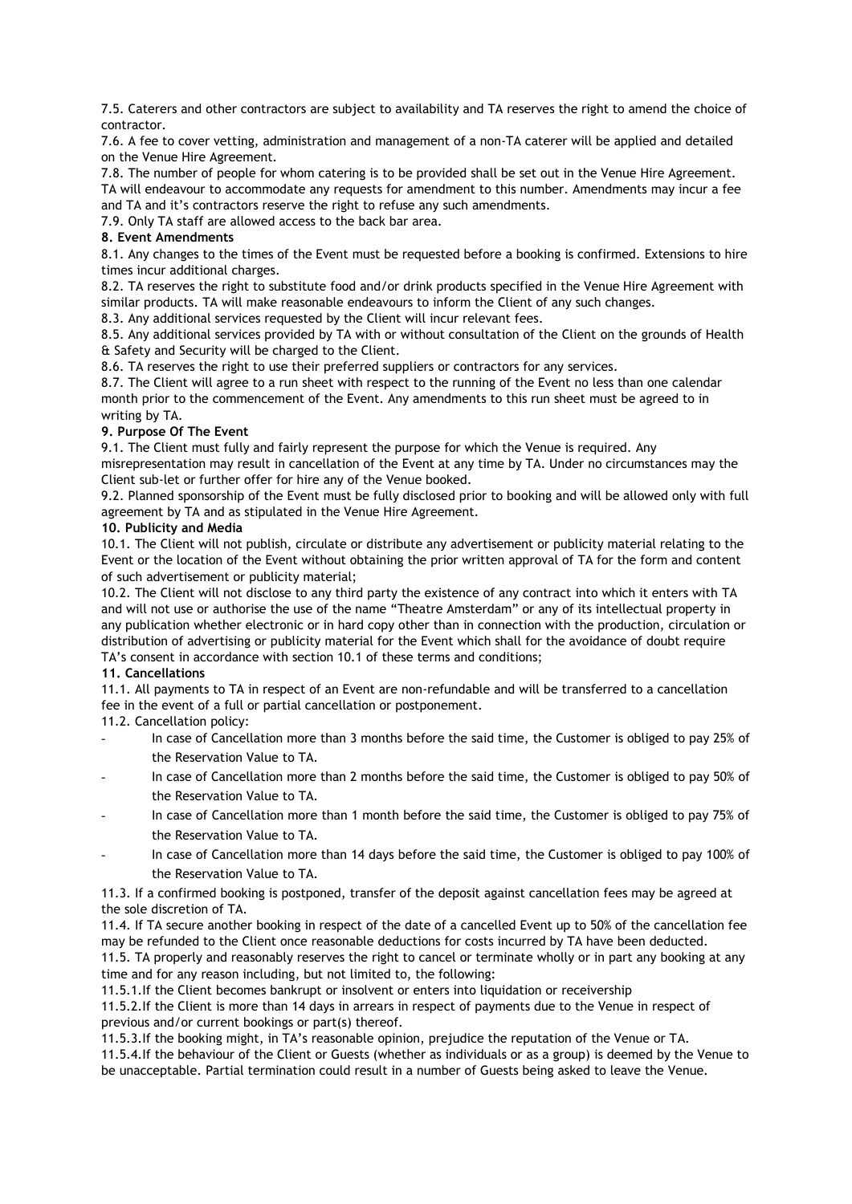7.5. Caterers and other contractors are subject to availability and TA reserves the right to amend the choice of contractor.

7.6. A fee to cover vetting, administration and management of a non-TA caterer will be applied and detailed on the Venue Hire Agreement.

7.8. The number of people for whom catering is to be provided shall be set out in the Venue Hire Agreement. TA will endeavour to accommodate any requests for amendment to this number. Amendments may incur a fee and TA and it's contractors reserve the right to refuse any such amendments.

7.9. Only TA staff are allowed access to the back bar area.

**8. Event Amendments**

8.1. Any changes to the times of the Event must be requested before a booking is confirmed. Extensions to hire times incur additional charges.

8.2. TA reserves the right to substitute food and/or drink products specified in the Venue Hire Agreement with similar products. TA will make reasonable endeavours to inform the Client of any such changes.

8.3. Any additional services requested by the Client will incur relevant fees.

8.5. Any additional services provided by TA with or without consultation of the Client on the grounds of Health & Safety and Security will be charged to the Client.

8.6. TA reserves the right to use their preferred suppliers or contractors for any services.

8.7. The Client will agree to a run sheet with respect to the running of the Event no less than one calendar month prior to the commencement of the Event. Any amendments to this run sheet must be agreed to in writing by TA.

**9. Purpose Of The Event**

9.1. The Client must fully and fairly represent the purpose for which the Venue is required. Any misrepresentation may result in cancellation of the Event at any time by TA. Under no circumstances may the Client sub-let or further offer for hire any of the Venue booked.

9.2. Planned sponsorship of the Event must be fully disclosed prior to booking and will be allowed only with full agreement by TA and as stipulated in the Venue Hire Agreement.

**10. Publicity and Media**

10.1. The Client will not publish, circulate or distribute any advertisement or publicity material relating to the Event or the location of the Event without obtaining the prior written approval of TA for the form and content of such advertisement or publicity material;

10.2. The Client will not disclose to any third party the existence of any contract into which it enters with TA and will not use or authorise the use of the name "Theatre Amsterdam" or any of its intellectual property in any publication whether electronic or in hard copy other than in connection with the production, circulation or distribution of advertising or publicity material for the Event which shall for the avoidance of doubt require TA's consent in accordance with section 10.1 of these terms and conditions;

**11. Cancellations**

11.1. All payments to TA in respect of an Event are non-refundable and will be transferred to a cancellation fee in the event of a full or partial cancellation or postponement.

11.2. Cancellation policy:

- In case of Cancellation more than 3 months before the said time, the Customer is obliged to pay 25% of the Reservation Value to TA.
- In case of Cancellation more than 2 months before the said time, the Customer is obliged to pay 50% of the Reservation Value to TA.
- In case of Cancellation more than 1 month before the said time, the Customer is obliged to pay 75% of the Reservation Value to TA.
- In case of Cancellation more than 14 days before the said time, the Customer is obliged to pay 100% of the Reservation Value to TA.

11.3. If a confirmed booking is postponed, transfer of the deposit against cancellation fees may be agreed at the sole discretion of TA.

11.4. If TA secure another booking in respect of the date of a cancelled Event up to 50% of the cancellation fee may be refunded to the Client once reasonable deductions for costs incurred by TA have been deducted.

11.5. TA properly and reasonably reserves the right to cancel or terminate wholly or in part any booking at any time and for any reason including, but not limited to, the following:

11.5.1. If the Client becomes bankrupt or insolvent or enters into liquidation or receivership

11.5.2. If the Client is more than 14 days in arrears in respect of payments due to the Venue in respect of previous and/or current bookings or part(s) thereof.

11.5.3. If the booking might, in TA's reasonable opinion, prejudice the reputation of the Venue or TA.

11.5.4. If the behaviour of the Client or Guests (whether as individuals or as a group) is deemed by the Venue to be unacceptable. Partial termination could result in a number of Guests being asked to leave the Venue.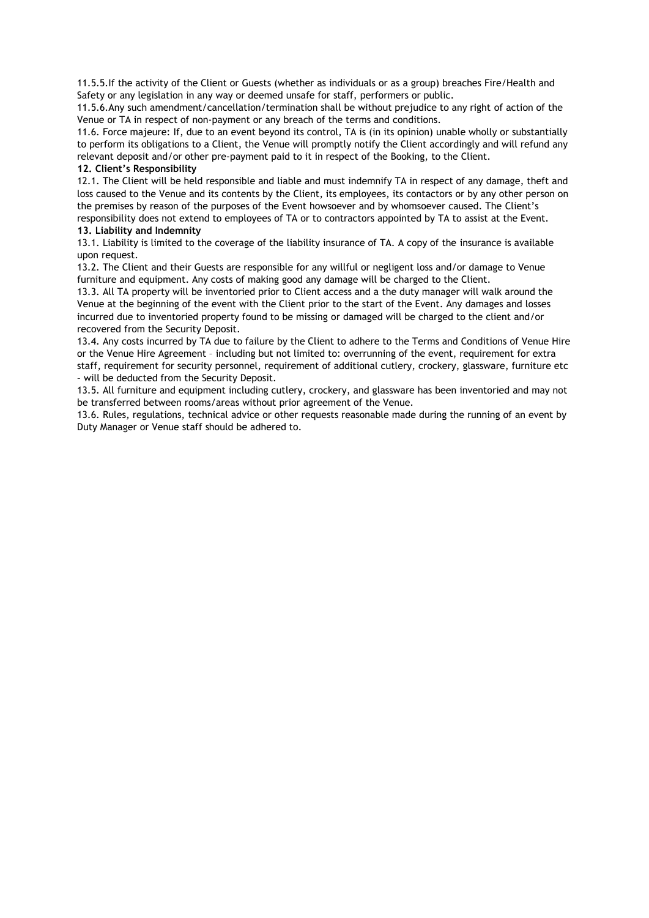11.5.5.If the activity of the Client or Guests (whether as individuals or as a group) breaches Fire/Health and Safety or any legislation in any way or deemed unsafe for staff, performers or public.

11.5.6.Any such amendment/cancellation/termination shall be without prejudice to any right of action of the Venue or TA in respect of non-payment or any breach of the terms and conditions.

11.6. Force majeure: If, due to an event beyond its control, TA is (in its opinion) unable wholly or substantially to perform its obligations to a Client, the Venue will promptly notify the Client accordingly and will refund any relevant deposit and/or other pre-payment paid to it in respect of the Booking, to the Client.

**12. Client's Responsibility**

12.1. The Client will be held responsible and liable and must indemnify TA in respect of any damage, theft and loss caused to the Venue and its contents by the Client, its employees, its contactors or by any other person on the premises by reason of the purposes of the Event howsoever and by whomsoever caused. The Client's responsibility does not extend to employees of TA or to contractors appointed by TA to assist at the Event.

**13. Liability and Indemnity**

13.1. Liability is limited to the coverage of the liability insurance of TA. A copy of the insurance is available upon request.

13.2. The Client and their Guests are responsible for any willful or negligent loss and/or damage to Venue furniture and equipment. Any costs of making good any damage will be charged to the Client.

13.3. All TA property will be inventoried prior to Client access and a the duty manager will walk around the Venue at the beginning of the event with the Client prior to the start of the Event. Any damages and losses incurred due to inventoried property found to be missing or damaged will be charged to the client and/or recovered from the Security Deposit.

13.4. Any costs incurred by TA due to failure by the Client to adhere to the Terms and Conditions of Venue Hire or the Venue Hire Agreement – including but not limited to: overrunning of the event, requirement for extra staff, requirement for security personnel, requirement of additional cutlery, crockery, glassware, furniture etc – will be deducted from the Security Deposit.

13.5. All furniture and equipment including cutlery, crockery, and glassware has been inventoried and may not be transferred between rooms/areas without prior agreement of the Venue.

13.6. Rules, regulations, technical advice or other requests reasonable made during the running of an event by Duty Manager or Venue staff should be adhered to.